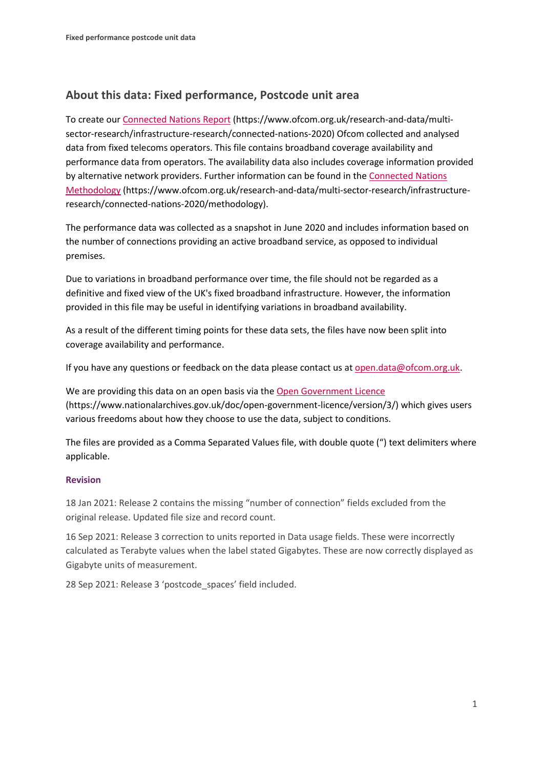## About this data: Fixed performance, Postcode unit area

To create our [Connected Nations Report](https://www.ofcom.org.uk/research-and-data/multi-sector-research/infrastructure-research/connected-nations-2020) (https://www.ofcom.org.uk/research-and-data/multi-sector-research/infrastructure-research/connected-nations-2020) Ofcom collected and analysed data from fixed telecoms operators. This file contains broadband coverage availability and performance data from operators. The availability data also includes coverage information provided by alternative network providers. Further information can be found in the [Connected Nations Methodology](https://www.ofcom.org.uk/research-and-data/multi-sector-research/infrastructure-research/connected-nations-2020/methodology) (https://www.ofcom.org.uk/research-and-data/multi-sector-research/infrastructure-research/connected-nations-2020/methodology).

The performance data was collected as a snapshot in June 2020 and includes information based on the number of connections providing an active broadband service, as opposed to individual premises.

Due to variations in broadband performance over time, the file should not be regarded as a definitive and fixed view of the UK's fixed broadband infrastructure. However, the information provided in this file may be useful in identifying variations in broadband availability.

As a result of the different timing points for these data sets, the files have now been split into coverage availability and performance.

If you have any questions or feedback on the data please contact us at [open.data@ofcom.org.uk](mailto:open.data@ofcom.org.uk).

We are providing this data on an open basis via the [Open Government Licence](https://www.nationalarchives.gov.uk/doc/open-government-licence/version/3/) (https://www.nationalarchives.gov.uk/doc/open-government-licence/version/3/) which gives users various freedoms about how they choose to use the data, subject to conditions.

The files are provided as a Comma Separated Values file, with double quote (") text delimiters where applicable.

#### Revision

18 Jan 2021: Release 2 contains the missing "number of connection" fields excluded from the original release. Updated file size and record count.

16 Sep 2021: Release 3 correction to units reported in Data usage fields. These were incorrectly calculated as Terabyte values when the label stated Gigabytes. These are now correctly displayed as Gigabyte units of measurement.

28 Sep 2021: Release 3 'postcode_spaces' field included.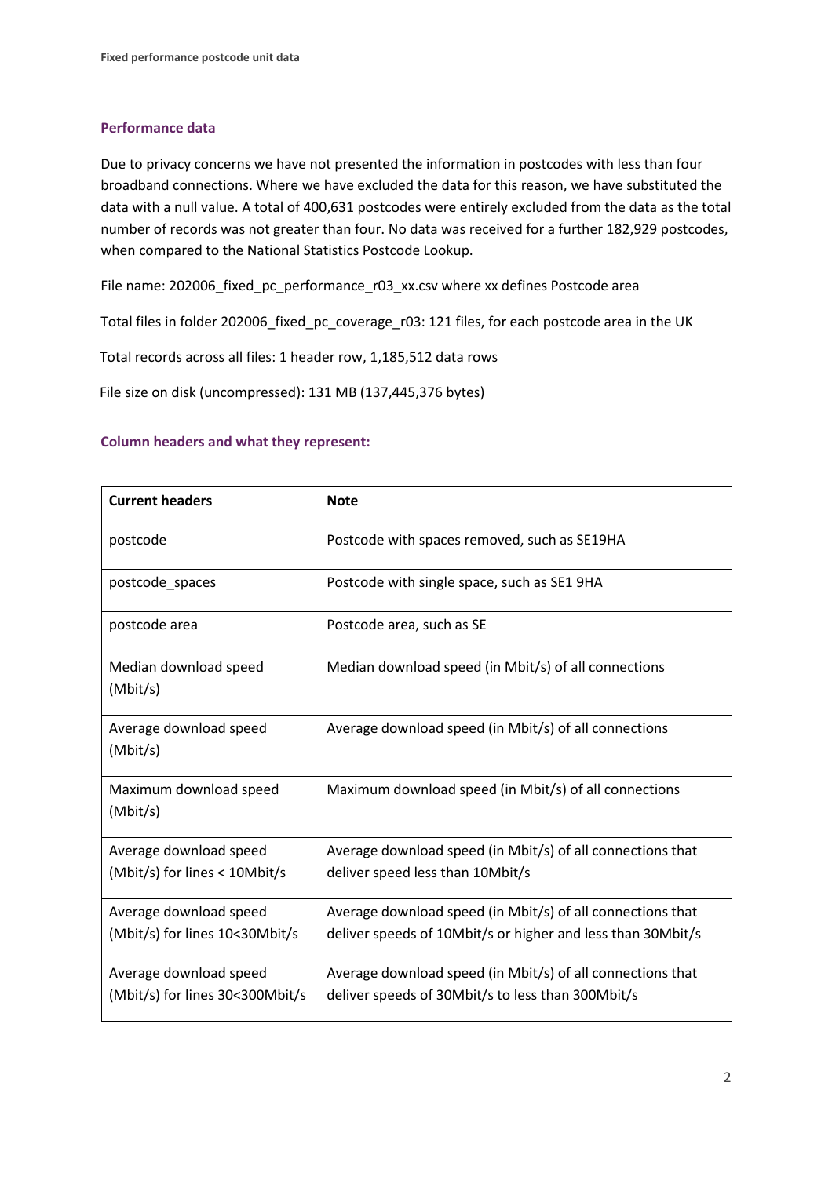## Performance data

Due to privacy concerns we have not presented the information in postcodes with less than four broadband connections. Where we have excluded the data for this reason, we have substituted the data with a null value. A total of 400,631 postcodes were entirely excluded from the data as the total number of records was not greater than four. No data was received for a further 182,929 postcodes, when compared to the National Statistics Postcode Lookup.

File name: 202006_fixed_pc_performance_r03_xx.csv where xx defines Postcode area

Total files in folder 202006_fixed_pc_coverage_r03: 121 files, for each postcode area in the UK

Total records across all files: 1 header row, 1,185,512 data rows

File size on disk (uncompressed): 131 MB (137,445,376 bytes)

### Column headers and what they represent:

| Current headers | Note |
|---|---|
| postcode | Postcode with spaces removed, such as SE19HA |
| postcode_spaces | Postcode with single space, such as SE1 9HA |
| postcode area | Postcode area, such as SE |
| Median download speed (Mbit/s) | Median download speed (in Mbit/s) of all connections |
| Average download speed (Mbit/s) | Average download speed (in Mbit/s) of all connections |
| Maximum download speed (Mbit/s) | Maximum download speed (in Mbit/s) of all connections |
| Average download speed (Mbit/s) for lines < 10Mbit/s | Average download speed (in Mbit/s) of all connections that deliver speed less than 10Mbit/s |
| Average download speed (Mbit/s) for lines 10<30Mbit/s | Average download speed (in Mbit/s) of all connections that deliver speeds of 10Mbit/s or higher and less than 30Mbit/s |
| Average download speed (Mbit/s) for lines 30<300Mbit/s | Average download speed (in Mbit/s) of all connections that deliver speeds of 30Mbit/s to less than 300Mbit/s |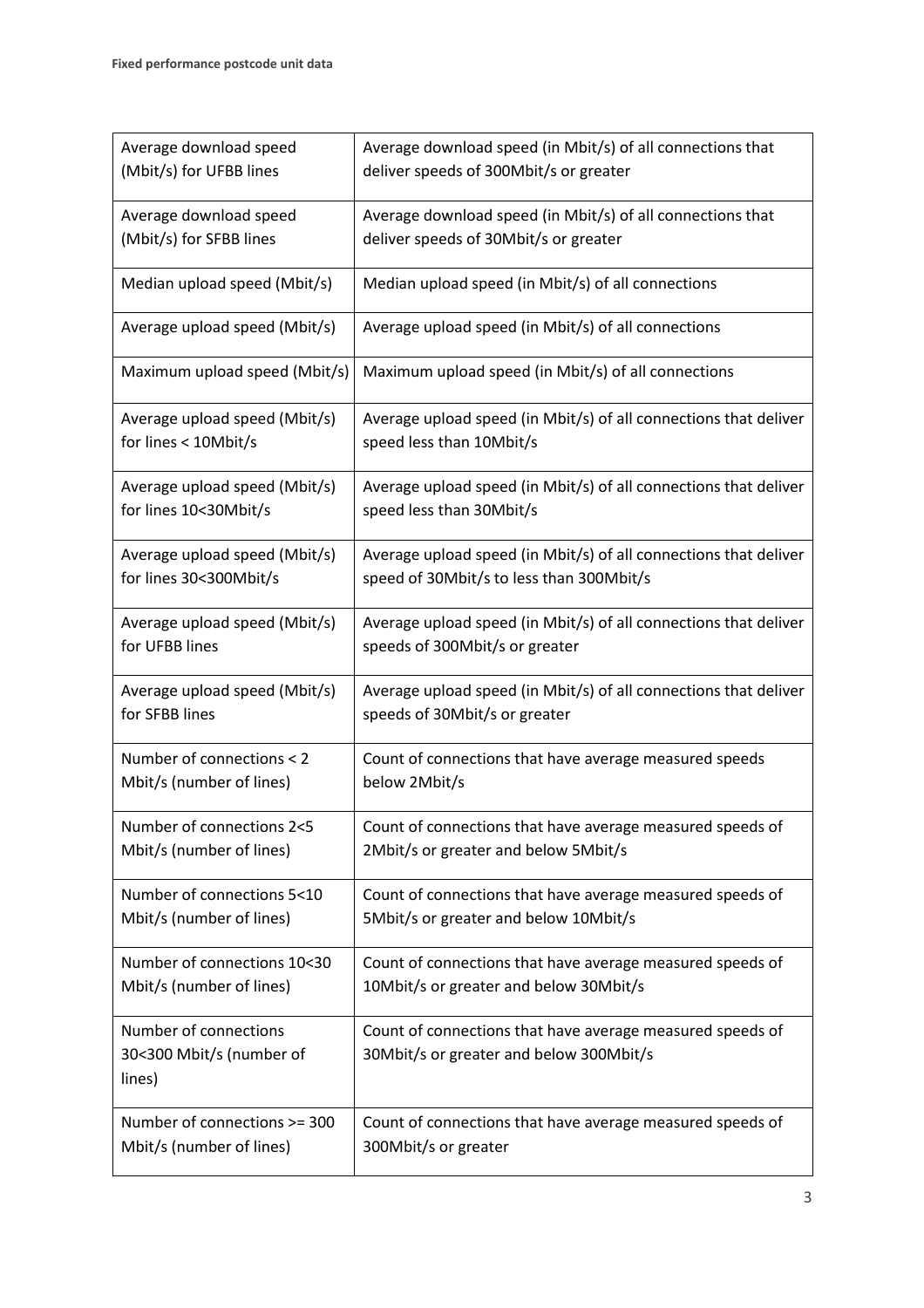| | |
|---|---|
| Average download speed (Mbit/s) for UFBB lines | Average download speed (in Mbit/s) of all connections that deliver speeds of 300Mbit/s or greater |
| Average download speed (Mbit/s) for SFBB lines | Average download speed (in Mbit/s) of all connections that deliver speeds of 30Mbit/s or greater |
| Median upload speed (Mbit/s) | Median upload speed (in Mbit/s) of all connections |
| Average upload speed (Mbit/s) | Average upload speed (in Mbit/s) of all connections |
| Maximum upload speed (Mbit/s) | Maximum upload speed (in Mbit/s) of all connections |
| Average upload speed (Mbit/s) for lines < 10Mbit/s | Average upload speed (in Mbit/s) of all connections that deliver speed less than 10Mbit/s |
| Average upload speed (Mbit/s) for lines 10<30Mbit/s | Average upload speed (in Mbit/s) of all connections that deliver speed less than 30Mbit/s |
| Average upload speed (Mbit/s) for lines 30<300Mbit/s | Average upload speed (in Mbit/s) of all connections that deliver speed of 30Mbit/s to less than 300Mbit/s |
| Average upload speed (Mbit/s) for UFBB lines | Average upload speed (in Mbit/s) of all connections that deliver speeds of 300Mbit/s or greater |
| Average upload speed (Mbit/s) for SFBB lines | Average upload speed (in Mbit/s) of all connections that deliver speeds of 30Mbit/s or greater |
| Number of connections < 2 Mbit/s (number of lines) | Count of connections that have average measured speeds below 2Mbit/s |
| Number of connections 2<5 Mbit/s (number of lines) | Count of connections that have average measured speeds of 2Mbit/s or greater and below 5Mbit/s |
| Number of connections 5<10 Mbit/s (number of lines) | Count of connections that have average measured speeds of 5Mbit/s or greater and below 10Mbit/s |
| Number of connections 10<30 Mbit/s (number of lines) | Count of connections that have average measured speeds of 10Mbit/s or greater and below 30Mbit/s |
| Number of connections 30<300 Mbit/s (number of lines) | Count of connections that have average measured speeds of 30Mbit/s or greater and below 300Mbit/s |
| Number of connections >= 300 Mbit/s (number of lines) | Count of connections that have average measured speeds of 300Mbit/s or greater |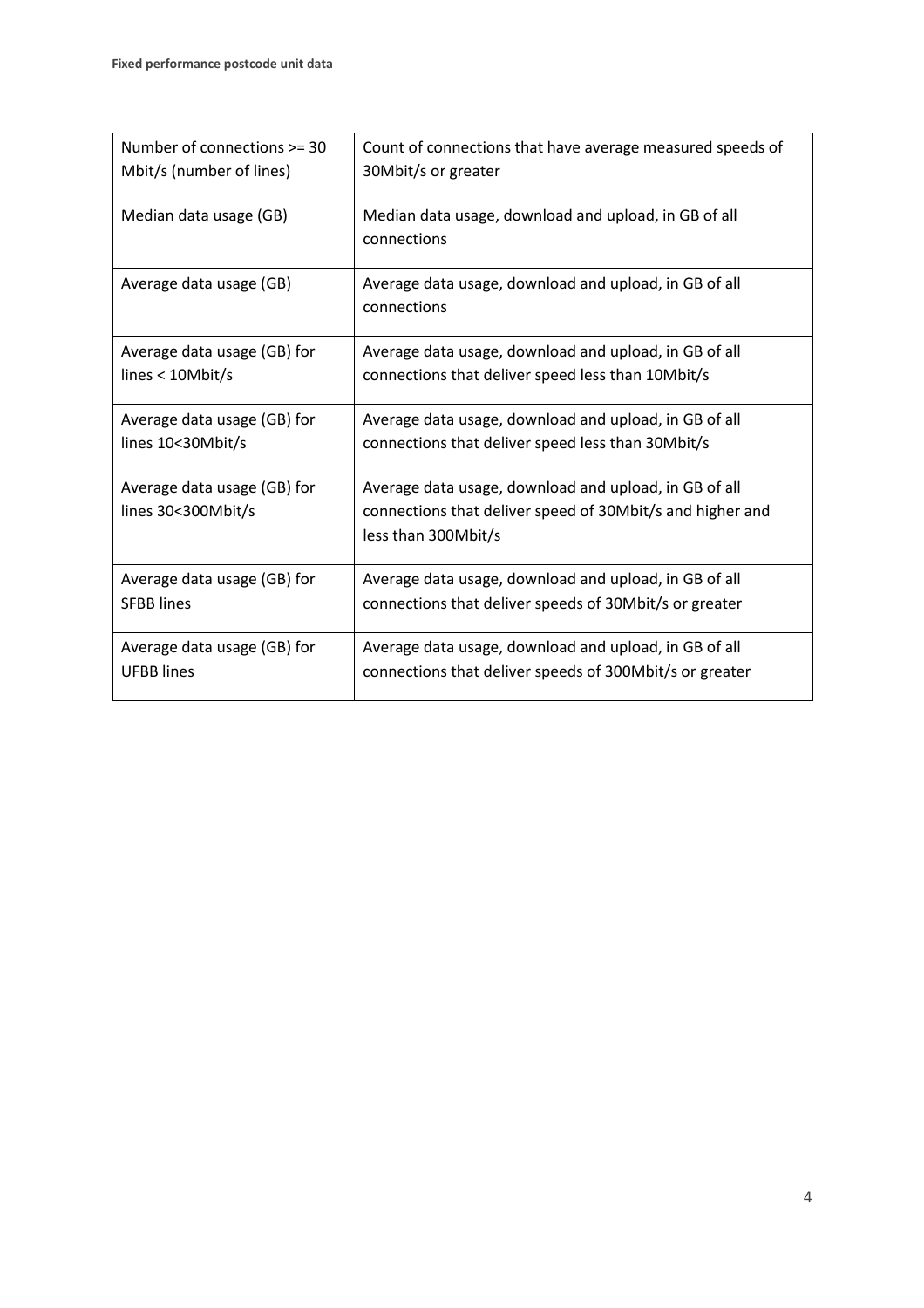| | |
|---|---|
| Number of connections >= 30 Mbit/s (number of lines) | Count of connections that have average measured speeds of 30Mbit/s or greater |
| Median data usage (GB) | Median data usage, download and upload, in GB of all connections |
| Average data usage (GB) | Average data usage, download and upload, in GB of all connections |
| Average data usage (GB) for lines < 10Mbit/s | Average data usage, download and upload, in GB of all connections that deliver speed less than 10Mbit/s |
| Average data usage (GB) for lines 10<30Mbit/s | Average data usage, download and upload, in GB of all connections that deliver speed less than 30Mbit/s |
| Average data usage (GB) for lines 30<300Mbit/s | Average data usage, download and upload, in GB of all connections that deliver speed of 30Mbit/s and higher and less than 300Mbit/s |
| Average data usage (GB) for SFBB lines | Average data usage, download and upload, in GB of all connections that deliver speeds of 30Mbit/s or greater |
| Average data usage (GB) for UFBB lines | Average data usage, download and upload, in GB of all connections that deliver speeds of 300Mbit/s or greater |